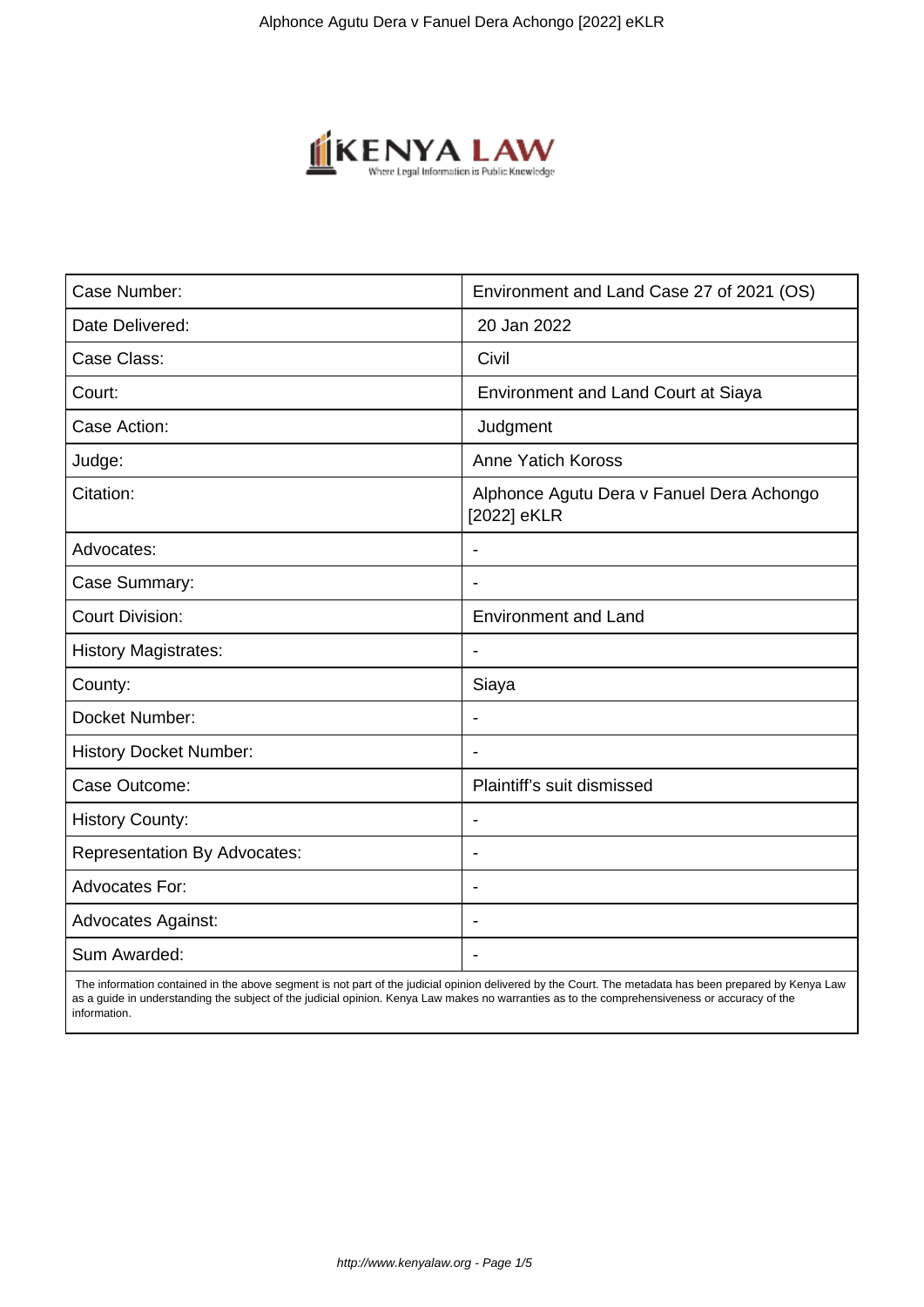| Case Number: | Environment and Land Case 27 of 2021 (OS) |
|---|---|
| Date Delivered: | 20 Jan 2022 |
| Case Class: | Civil |
| Court: | Environment and Land Court at Siaya |
| Case Action: | Judgment |
| Judge: | Anne Yatich Koross |
| Citation: | Alphonce Agutu Dera v Fanuel Dera Achongo [2022] eKLR |
| Advocates: | - |
| Case Summary: | - |
| Court Division: | Environment and Land |
| History Magistrates: | - |
| County: | Siaya |
| Docket Number: | - |
| History Docket Number: | - |
| Case Outcome: | Plaintiff's suit dismissed |
| History County: | - |
| Representation By Advocates: | - |
| Advocates For: | - |
| Advocates Against: | - |
| Sum Awarded: | - |

The information contained in the above segment is not part of the judicial opinion delivered by the Court. The metadata has been prepared by Kenya Law as a guide in understanding the subject of the judicial opinion. Kenya Law makes no warranties as to the comprehensiveness or accuracy of the information.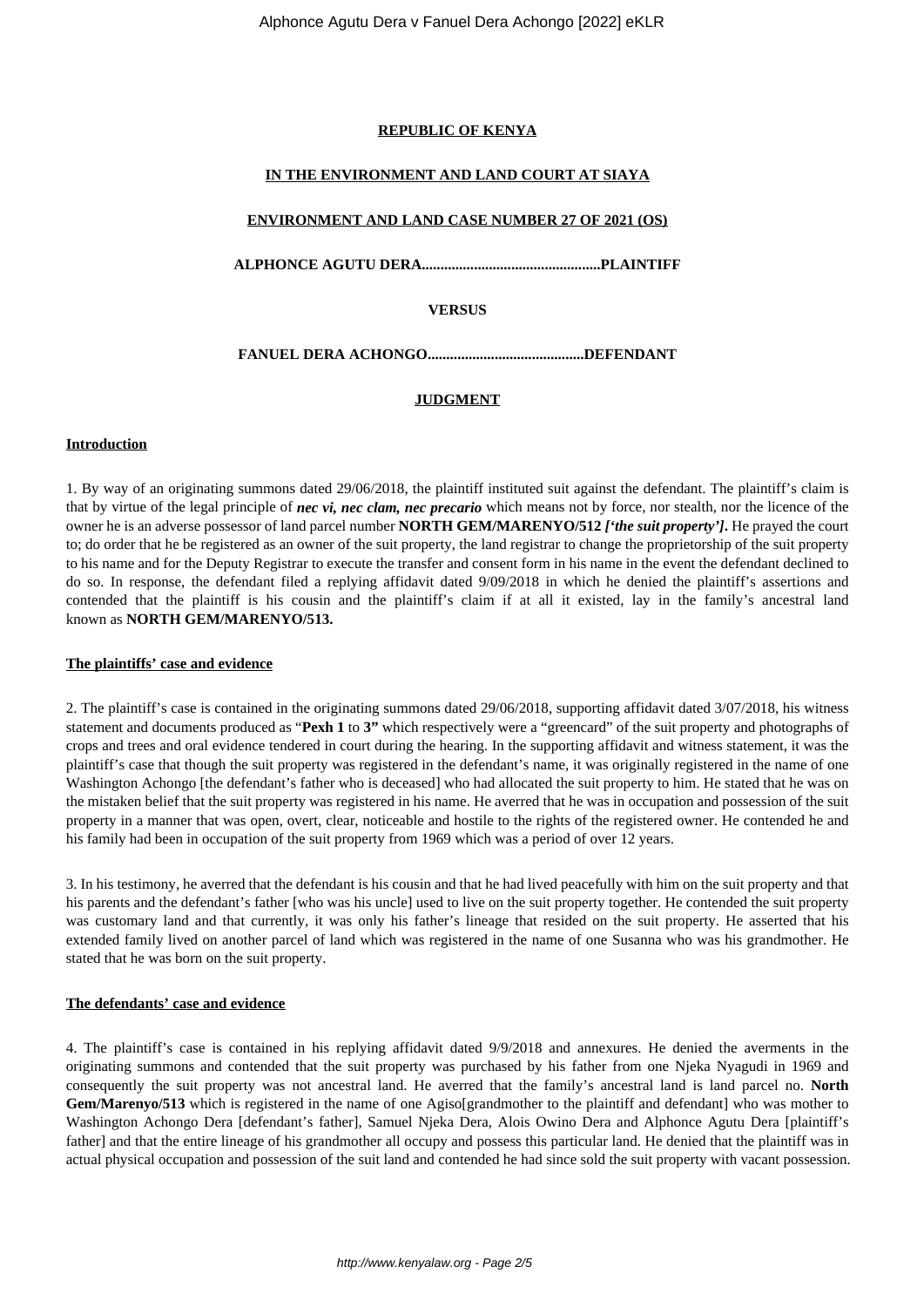**REPUBLIC OF KENYA**

**IN THE ENVIRONMENT AND LAND COURT AT SIAYA**

**ENVIRONMENT AND LAND CASE NUMBER 27 OF 2021 (OS)**

**ALPHONCE AGUTU DERA...............................................PLAINTIFF**

**VERSUS**

**FANUEL DERA ACHONGO..........................................DEFENDANT**

**JUDGMENT**

**Introduction**

1. By way of an originating summons dated 29/06/2018, the plaintiff instituted suit against the defendant. The plaintiff's claim is that by virtue of the legal principle of ***nec vi, nec clam, nec precario*** which means not by force, nor stealth, nor the licence of the owner he is an adverse possessor of land parcel number **NORTH GEM/MARENYO/512** ***['the suit property'].*** He prayed the court to; do order that he be registered as an owner of the suit property, the land registrar to change the proprietorship of the suit property to his name and for the Deputy Registrar to execute the transfer and consent form in his name in the event the defendant declined to do so. In response, the defendant filed a replying affidavit dated 9/09/2018 in which he denied the plaintiff's assertions and contended that the plaintiff is his cousin and the plaintiff's claim if at all it existed, lay in the family's ancestral land known as **NORTH GEM/MARENYO/513.**

**The plaintiffs' case and evidence**

2. The plaintiff's case is contained in the originating summons dated 29/06/2018, supporting affidavit dated 3/07/2018, his witness statement and documents produced as "**Pexh 1** to **3"** which respectively were a "greencard" of the suit property and photographs of crops and trees and oral evidence tendered in court during the hearing. In the supporting affidavit and witness statement, it was the plaintiff's case that though the suit property was registered in the defendant's name, it was originally registered in the name of one Washington Achongo [the defendant's father who is deceased] who had allocated the suit property to him. He stated that he was on the mistaken belief that the suit property was registered in his name. He averred that he was in occupation and possession of the suit property in a manner that was open, overt, clear, noticeable and hostile to the rights of the registered owner. He contended he and his family had been in occupation of the suit property from 1969 which was a period of over 12 years.

3. In his testimony, he averred that the defendant is his cousin and that he had lived peacefully with him on the suit property and that his parents and the defendant's father [who was his uncle] used to live on the suit property together. He contended the suit property was customary land and that currently, it was only his father's lineage that resided on the suit property. He asserted that his extended family lived on another parcel of land which was registered in the name of one Susanna who was his grandmother. He stated that he was born on the suit property.

**The defendants' case and evidence**

4. The plaintiff's case is contained in his replying affidavit dated 9/9/2018 and annexures. He denied the averments in the originating summons and contended that the suit property was purchased by his father from one Njeka Nyagudi in 1969 and consequently the suit property was not ancestral land. He averred that the family's ancestral land is land parcel no. **North Gem/Marenyo/513** which is registered in the name of one Agiso[grandmother to the plaintiff and defendant] who was mother to Washington Achongo Dera [defendant's father], Samuel Njeka Dera, Alois Owino Dera and Alphonce Agutu Dera [plaintiff's father] and that the entire lineage of his grandmother all occupy and possess this particular land. He denied that the plaintiff was in actual physical occupation and possession of the suit land and contended he had since sold the suit property with vacant possession.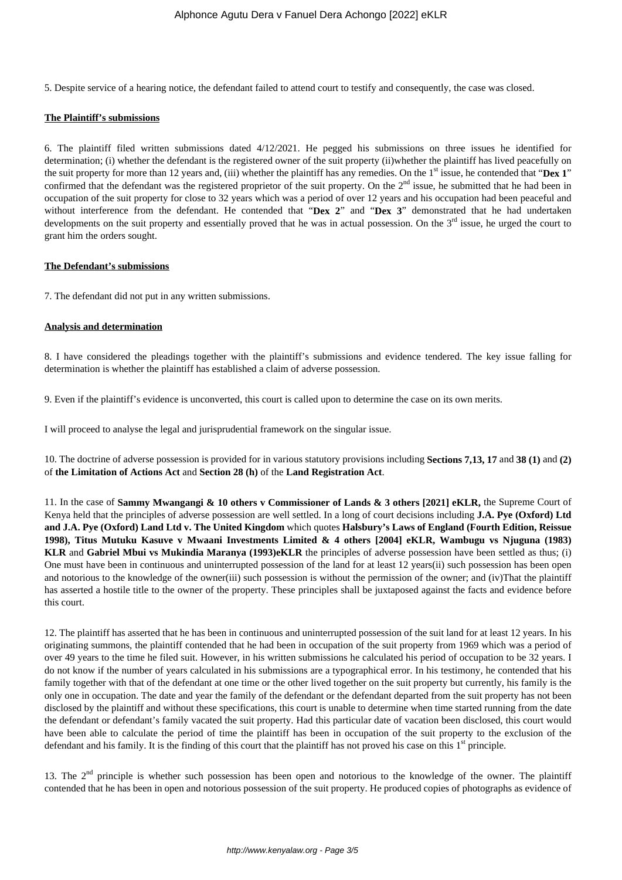5. Despite service of a hearing notice, the defendant failed to attend court to testify and consequently, the case was closed.

**The Plaintiff's submissions**

6. The plaintiff filed written submissions dated 4/12/2021. He pegged his submissions on three issues he identified for determination; (i) whether the defendant is the registered owner of the suit property (ii)whether the plaintiff has lived peacefully on the suit property for more than 12 years and, (iii) whether the plaintiff has any remedies. On the 1st issue, he contended that "**Dex 1**" confirmed that the defendant was the registered proprietor of the suit property. On the 2nd issue, he submitted that he had been in occupation of the suit property for close to 32 years which was a period of over 12 years and his occupation had been peaceful and without interference from the defendant. He contended that "**Dex 2**" and "**Dex 3**" demonstrated that he had undertaken developments on the suit property and essentially proved that he was in actual possession. On the 3rd issue, he urged the court to grant him the orders sought.

**The Defendant's submissions**

7. The defendant did not put in any written submissions.

**Analysis and determination**

8. I have considered the pleadings together with the plaintiff's submissions and evidence tendered. The key issue falling for determination is whether the plaintiff has established a claim of adverse possession.

9. Even if the plaintiff's evidence is unconverted, this court is called upon to determine the case on its own merits.

I will proceed to analyse the legal and jurisprudential framework on the singular issue.

10. The doctrine of adverse possession is provided for in various statutory provisions including **Sections 7,13, 17** and **38 (1)** and **(2)** of **the Limitation of Actions Act** and **Section 28 (h)** of the **Land Registration Act**.

11. In the case of **Sammy Mwangangi & 10 others v Commissioner of Lands & 3 others [2021] eKLR,** the Supreme Court of Kenya held that the principles of adverse possession are well settled. In a long of court decisions including **J.A. Pye (Oxford) Ltd and J.A. Pye (Oxford) Land Ltd v. The United Kingdom** which quotes **Halsbury's Laws of England (Fourth Edition, Reissue 1998), Titus Mutuku Kasuve v Mwaani Investments Limited & 4 others [2004] eKLR, Wambugu vs Njuguna (1983) KLR** and **Gabriel Mbui vs Mukindia Maranya (1993)eKLR** the principles of adverse possession have been settled as thus; (i) One must have been in continuous and uninterrupted possession of the land for at least 12 years(ii) such possession has been open and notorious to the knowledge of the owner(iii) such possession is without the permission of the owner; and (iv)That the plaintiff has asserted a hostile title to the owner of the property. These principles shall be juxtaposed against the facts and evidence before this court.

12. The plaintiff has asserted that he has been in continuous and uninterrupted possession of the suit land for at least 12 years. In his originating summons, the plaintiff contended that he had been in occupation of the suit property from 1969 which was a period of over 49 years to the time he filed suit. However, in his written submissions he calculated his period of occupation to be 32 years. I do not know if the number of years calculated in his submissions are a typographical error. In his testimony, he contended that his family together with that of the defendant at one time or the other lived together on the suit property but currently, his family is the only one in occupation. The date and year the family of the defendant or the defendant departed from the suit property has not been disclosed by the plaintiff and without these specifications, this court is unable to determine when time started running from the date the defendant or defendant's family vacated the suit property. Had this particular date of vacation been disclosed, this court would have been able to calculate the period of time the plaintiff has been in occupation of the suit property to the exclusion of the defendant and his family. It is the finding of this court that the plaintiff has not proved his case on this 1st principle.

13. The 2nd principle is whether such possession has been open and notorious to the knowledge of the owner. The plaintiff contended that he has been in open and notorious possession of the suit property. He produced copies of photographs as evidence of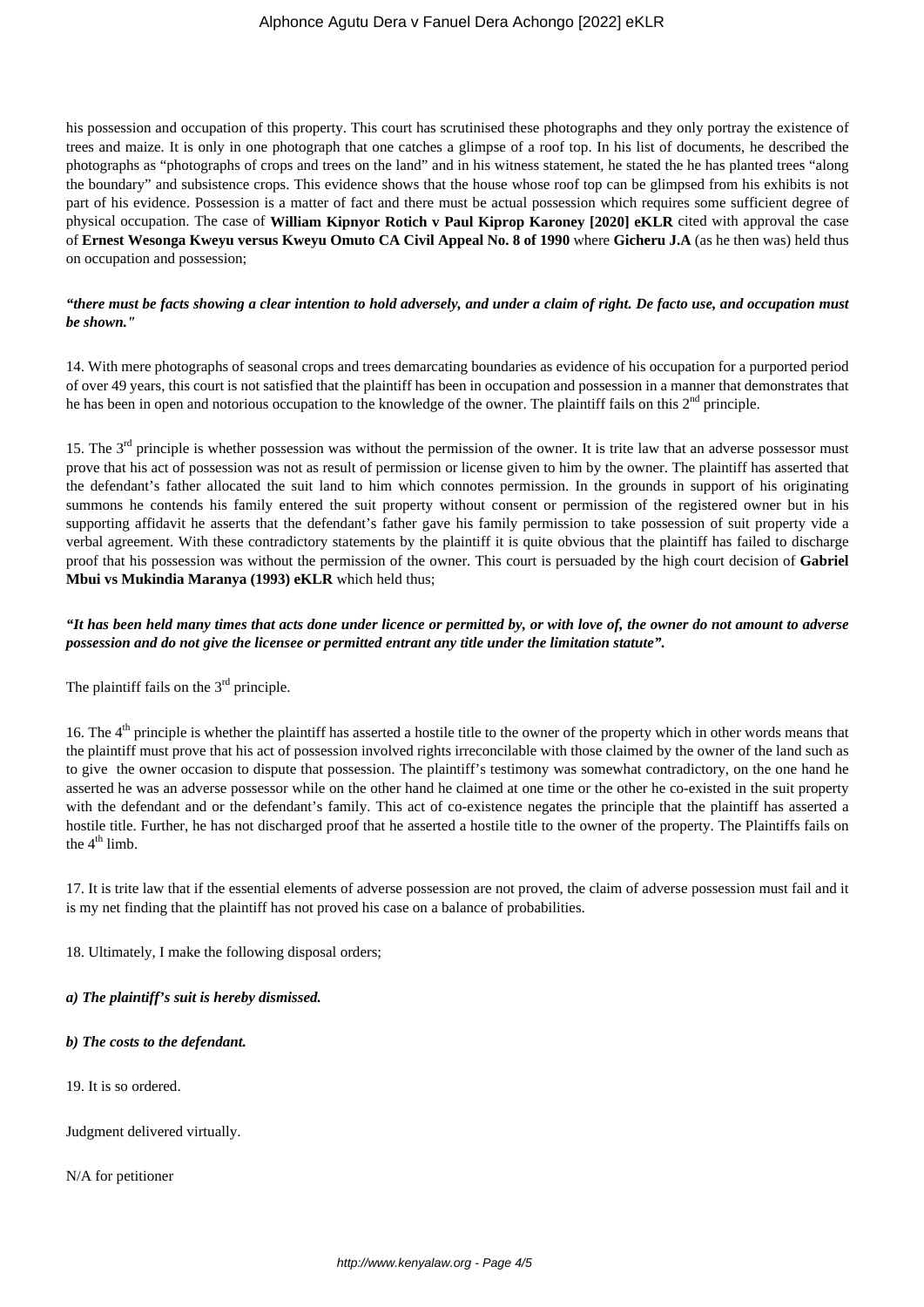his possession and occupation of this property. This court has scrutinised these photographs and they only portray the existence of trees and maize. It is only in one photograph that one catches a glimpse of a roof top. In his list of documents, he described the photographs as "photographs of crops and trees on the land" and in his witness statement, he stated the he has planted trees "along the boundary" and subsistence crops. This evidence shows that the house whose roof top can be glimpsed from his exhibits is not part of his evidence. Possession is a matter of fact and there must be actual possession which requires some sufficient degree of physical occupation. The case of **William Kipnyor Rotich v Paul Kiprop Karoney [2020] eKLR** cited with approval the case of **Ernest Wesonga Kweyu versus Kweyu Omuto CA Civil Appeal No. 8 of 1990** where **Gicheru J.A** (as he then was) held thus on occupation and possession;

***"there must be facts showing a clear intention to hold adversely, and under a claim of right. De facto use, and occupation must be shown."***

14. With mere photographs of seasonal crops and trees demarcating boundaries as evidence of his occupation for a purported period of over 49 years, this court is not satisfied that the plaintiff has been in occupation and possession in a manner that demonstrates that he has been in open and notorious occupation to the knowledge of the owner. The plaintiff fails on this 2nd principle.

15. The 3rd principle is whether possession was without the permission of the owner. It is trite law that an adverse possessor must prove that his act of possession was not as result of permission or license given to him by the owner. The plaintiff has asserted that the defendant's father allocated the suit land to him which connotes permission. In the grounds in support of his originating summons he contends his family entered the suit property without consent or permission of the registered owner but in his supporting affidavit he asserts that the defendant's father gave his family permission to take possession of suit property vide a verbal agreement. With these contradictory statements by the plaintiff it is quite obvious that the plaintiff has failed to discharge proof that his possession was without the permission of the owner. This court is persuaded by the high court decision of **Gabriel Mbui vs Mukindia Maranya (1993) eKLR** which held thus;

***"It has been held many times that acts done under licence or permitted by, or with love of, the owner do not amount to adverse possession and do not give the licensee or permitted entrant any title under the limitation statute".***

The plaintiff fails on the 3rd principle.

16. The 4th principle is whether the plaintiff has asserted a hostile title to the owner of the property which in other words means that the plaintiff must prove that his act of possession involved rights irreconcilable with those claimed by the owner of the land such as to give the owner occasion to dispute that possession. The plaintiff's testimony was somewhat contradictory, on the one hand he asserted he was an adverse possessor while on the other hand he claimed at one time or the other he co-existed in the suit property with the defendant and or the defendant's family. This act of co-existence negates the principle that the plaintiff has asserted a hostile title. Further, he has not discharged proof that he asserted a hostile title to the owner of the property. The Plaintiffs fails on the 4th limb.

17. It is trite law that if the essential elements of adverse possession are not proved, the claim of adverse possession must fail and it is my net finding that the plaintiff has not proved his case on a balance of probabilities.

18. Ultimately, I make the following disposal orders;

***a) The plaintiff's suit is hereby dismissed.***

***b) The costs to the defendant.***

19. It is so ordered.

Judgment delivered virtually.

N/A for petitioner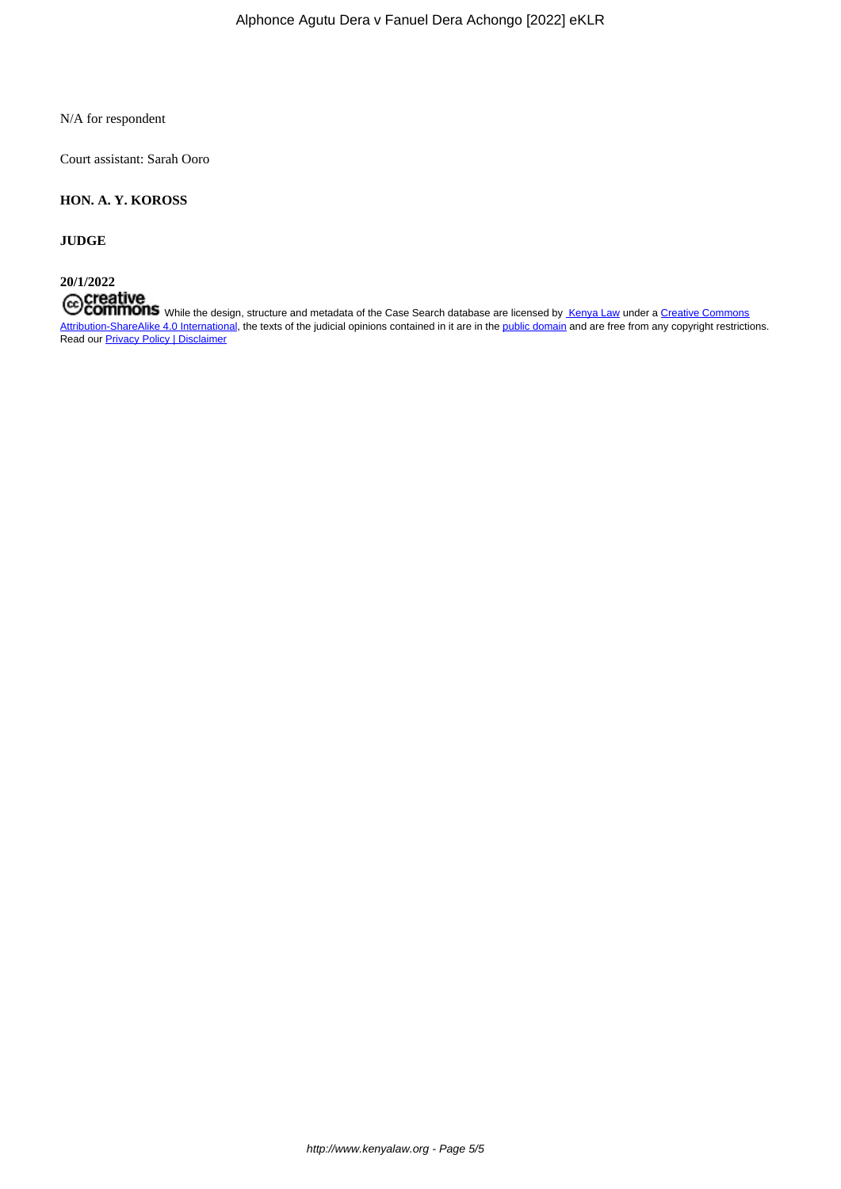N/A for respondent

Court assistant: Sarah Ooro

**HON. A. Y. KOROSS**

**JUDGE**

**20/1/2022**

While the design, structure and metadata of the Case Search database are licensed by Kenya Law under a Creative Commons Attribution-ShareAlike 4.0 International, the texts of the judicial opinions contained in it are in the public domain and are free from any copyright restrictions. Read our Privacy Policy | Disclaimer